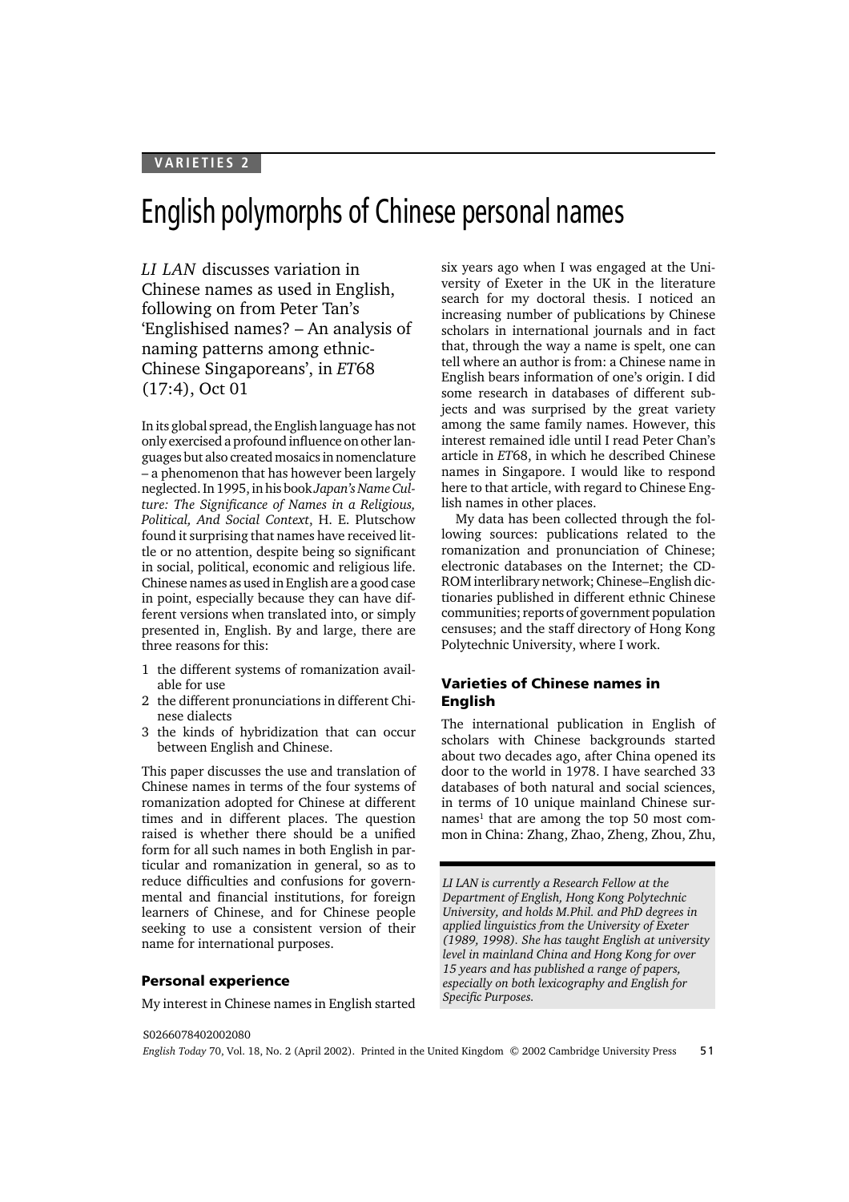VARIETIES 2

# English polymorphs of Chinese personal names

*LI LAN* discusses variation in Chinese names as used in English, following on from Peter Tan's 'Englishised names? – An analysis of naming patterns among ethnic-Chinese Singaporeans', in *ET*68 (17:4), Oct 01

In its global spread, the English language has not only exercised a profound influence on other languages but also created mosaics in nomenclature – a phenomenon that has however been largely neglected. In 1995, in his book *Japan's Name Culture: The Significance of Names in a Religious, Political, And Social Context*, H. E. Plutschow found it surprising that names have received little or no attention, despite being so significant in social, political, economic and religious life. Chinese names as used in English are a good case in point, especially because they can have different versions when translated into, or simply presented in, English. By and large, there are three reasons for this:

1. the different systems of romanization available for use
2. the different pronunciations in different Chinese dialects
3. the kinds of hybridization that can occur between English and Chinese.

This paper discusses the use and translation of Chinese names in terms of the four systems of romanization adopted for Chinese at different times and in different places. The question raised is whether there should be a unified form for all such names in both English in particular and romanization in general, so as to reduce difficulties and confusions for governmental and financial institutions, for foreign learners of Chinese, and for Chinese people seeking to use a consistent version of their name for international purposes.

### Personal experience

My interest in Chinese names in English started six years ago when I was engaged at the University of Exeter in the UK in the literature search for my doctoral thesis. I noticed an increasing number of publications by Chinese scholars in international journals and in fact that, through the way a name is spelt, one can tell where an author is from: a Chinese name in English bears information of one's origin. I did some research in databases of different subjects and was surprised by the great variety among the same family names. However, this interest remained idle until I read Peter Chan's article in *ET*68, in which he described Chinese names in Singapore. I would like to respond here to that article, with regard to Chinese English names in other places.

My data has been collected through the following sources: publications related to the romanization and pronunciation of Chinese; electronic databases on the Internet; the CD-ROM interlibrary network; Chinese–English dictionaries published in different ethnic Chinese communities; reports of government population censuses; and the staff directory of Hong Kong Polytechnic University, where I work.

### Varieties of Chinese names in English

The international publication in English of scholars with Chinese backgrounds started about two decades ago, after China opened its door to the world in 1978. I have searched 33 databases of both natural and social sciences, in terms of 10 unique mainland Chinese surnames[1] that are among the top 50 most common in China: Zhang, Zhao, Zheng, Zhou, Zhu,

*LI LAN is currently a Research Fellow at the Department of English, Hong Kong Polytechnic University, and holds M.Phil. and PhD degrees in applied linguistics from the University of Exeter (1989, 1998). She has taught English at university level in mainland China and Hong Kong for over 15 years and has published a range of papers, especially on both lexicography and English for Specific Purposes.*

S0266078402002080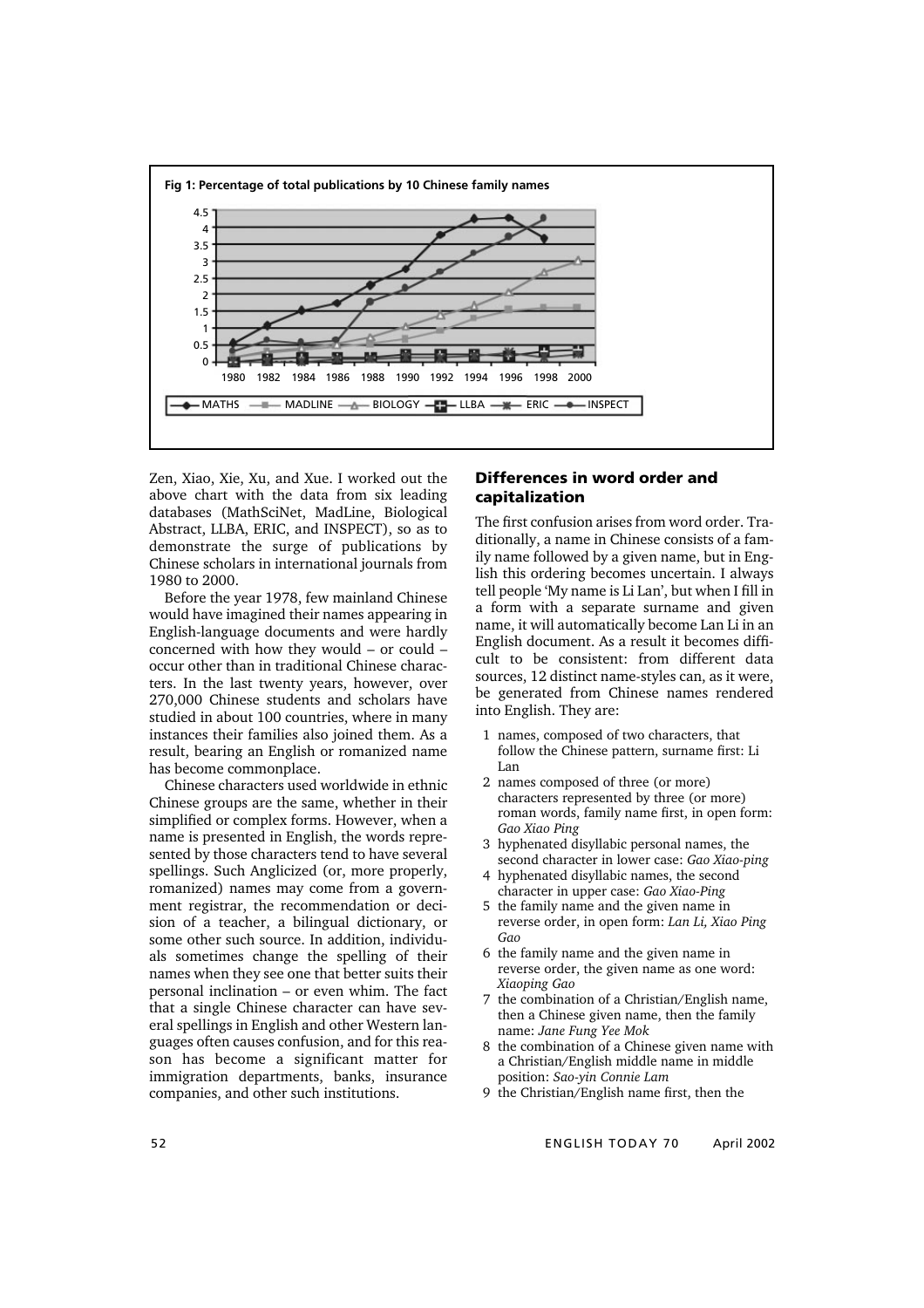**Fig 1: Percentage of total publications by 10 Chinese family names**

Zen, Xiao, Xie, Xu, and Xue. I worked out the above chart with the data from six leading databases (MathSciNet, MadLine, Biological Abstract, LLBA, ERIC, and INSPECT), so as to demonstrate the surge of publications by Chinese scholars in international journals from 1980 to 2000.

Before the year 1978, few mainland Chinese would have imagined their names appearing in English-language documents and were hardly concerned with how they would – or could – occur other than in traditional Chinese characters. In the last twenty years, however, over 270,000 Chinese students and scholars have studied in about 100 countries, where in many instances their families also joined them. As a result, bearing an English or romanized name has become commonplace.

Chinese characters used worldwide in ethnic Chinese groups are the same, whether in their simplified or complex forms. However, when a name is presented in English, the words represented by those characters tend to have several spellings. Such Anglicized (or, more properly, romanized) names may come from a government registrar, the recommendation or decision of a teacher, a bilingual dictionary, or some other such source. In addition, individuals sometimes change the spelling of their names when they see one that better suits their personal inclination – or even whim. The fact that a single Chinese character can have several spellings in English and other Western languages often causes confusion, and for this reason has become a significant matter for immigration departments, banks, insurance companies, and other such institutions.

## Differences in word order and capitalization

The first confusion arises from word order. Traditionally, a name in Chinese consists of a family name followed by a given name, but in English this ordering becomes uncertain. I always tell people 'My name is Li Lan', but when I fill in a form with a separate surname and given name, it will automatically become Lan Li in an English document. As a result it becomes difficult to be consistent: from different data sources, 12 distinct name-styles can, as it were, be generated from Chinese names rendered into English. They are:

1. names, composed of two characters, that follow the Chinese pattern, surname first: Li Lan
2. names composed of three (or more) characters represented by three (or more) roman words, family name first, in open form: *Gao Xiao Ping*
3. hyphenated disyllabic personal names, the second character in lower case: *Gao Xiao-ping*
4. hyphenated disyllabic names, the second character in upper case: *Gao Xiao-Ping*
5. the family name and the given name in reverse order, in open form: *Lan Li, Xiao Ping Gao*
6. the family name and the given name in reverse order, the given name as one word: *Xiaoping Gao*
7. the combination of a Christian/English name, then a Chinese given name, then the family name: *Jane Fung Yee Mok*
8. the combination of a Chinese given name with a Christian/English middle name in middle position: *Sao-yin Connie Lam*
9. the Christian/English name first, then the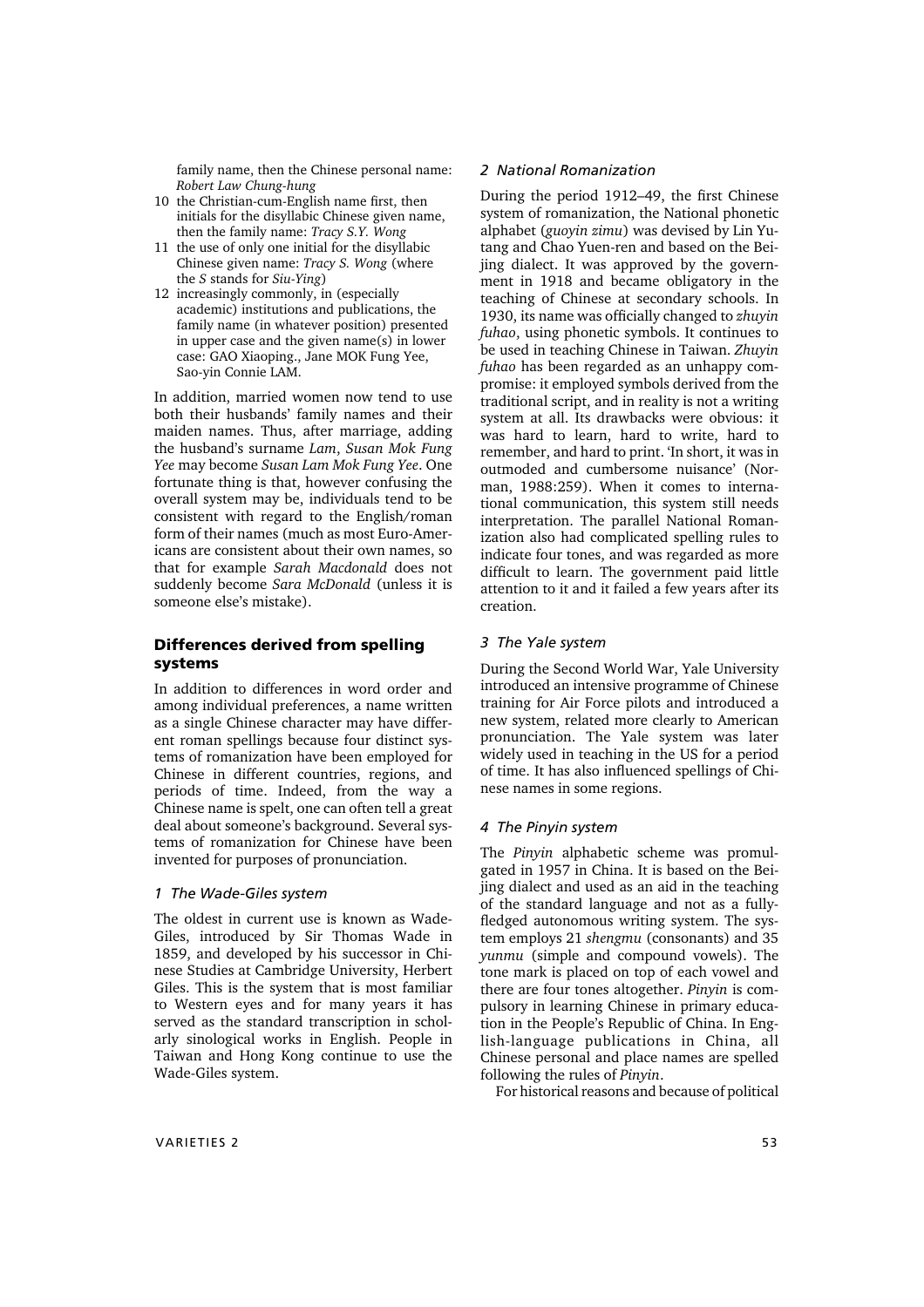family name, then the Chinese personal name: *Robert Law Chung-hung*

10 the Christian-cum-English name first, then initials for the disyllabic Chinese given name, then the family name: *Tracy S.Y. Wong*
11 the use of only one initial for the disyllabic Chinese given name: *Tracy S. Wong* (where the *S* stands for *Siu-Ying*)
12 increasingly commonly, in (especially academic) institutions and publications, the family name (in whatever position) presented in upper case and the given name(s) in lower case: GAO Xiaoping., Jane MOK Fung Yee, Sao-yin Connie LAM.

In addition, married women now tend to use both their husbands' family names and their maiden names. Thus, after marriage, adding the husband's surname *Lam*, *Susan Mok Fung Yee* may become *Susan Lam Mok Fung Yee*. One fortunate thing is that, however confusing the overall system may be, individuals tend to be consistent with regard to the English/roman form of their names (much as most Euro-Americans are consistent about their own names, so that for example *Sarah Macdonald* does not suddenly become *Sara McDonald* (unless it is someone else's mistake).

## Differences derived from spelling systems

In addition to differences in word order and among individual preferences, a name written as a single Chinese character may have different roman spellings because four distinct systems of romanization have been employed for Chinese in different countries, regions, and periods of time. Indeed, from the way a Chinese name is spelt, one can often tell a great deal about someone's background. Several systems of romanization for Chinese have been invented for purposes of pronunciation.

### *1 The Wade-Giles system*

The oldest in current use is known as Wade-Giles, introduced by Sir Thomas Wade in 1859, and developed by his successor in Chinese Studies at Cambridge University, Herbert Giles. This is the system that is most familiar to Western eyes and for many years it has served as the standard transcription in scholarly sinological works in English. People in Taiwan and Hong Kong continue to use the Wade-Giles system.

### *2 National Romanization*

During the period 1912–49, the first Chinese system of romanization, the National phonetic alphabet (*guoyin zimu*) was devised by Lin Yutang and Chao Yuen-ren and based on the Beijing dialect. It was approved by the government in 1918 and became obligatory in the teaching of Chinese at secondary schools. In 1930, its name was officially changed to *zhuyin fuhao*, using phonetic symbols. It continues to be used in teaching Chinese in Taiwan. *Zhuyin fuhao* has been regarded as an unhappy compromise: it employed symbols derived from the traditional script, and in reality is not a writing system at all. Its drawbacks were obvious: it was hard to learn, hard to write, hard to remember, and hard to print. 'In short, it was in outmoded and cumbersome nuisance' (Norman, 1988:259). When it comes to international communication, this system still needs interpretation. The parallel National Romanization also had complicated spelling rules to indicate four tones, and was regarded as more difficult to learn. The government paid little attention to it and it failed a few years after its creation.

### *3 The Yale system*

During the Second World War, Yale University introduced an intensive programme of Chinese training for Air Force pilots and introduced a new system, related more clearly to American pronunciation. The Yale system was later widely used in teaching in the US for a period of time. It has also influenced spellings of Chinese names in some regions.

### *4 The Pinyin system*

The *Pinyin* alphabetic scheme was promulgated in 1957 in China. It is based on the Beijing dialect and used as an aid in the teaching of the standard language and not as a fully-fledged autonomous writing system. The system employs 21 *shengmu* (consonants) and 35 *yunmu* (simple and compound vowels). The tone mark is placed on top of each vowel and there are four tones altogether. *Pinyin* is compulsory in learning Chinese in primary education in the People's Republic of China. In English-language publications in China, all Chinese personal and place names are spelled following the rules of *Pinyin*.

For historical reasons and because of political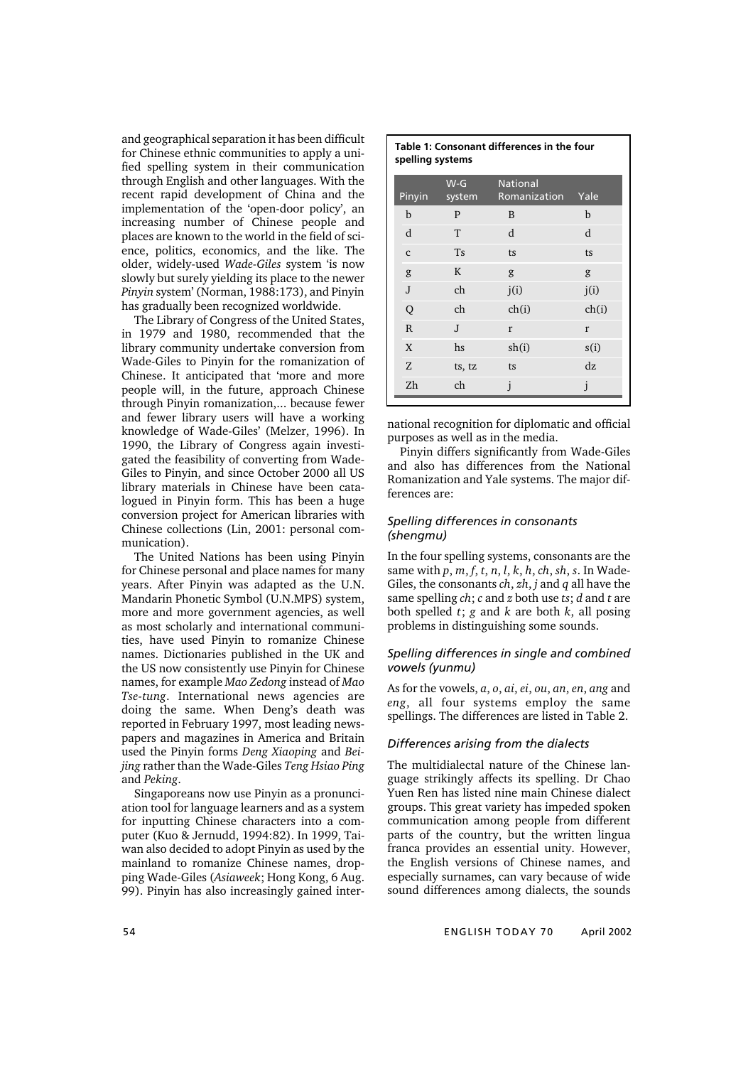and geographical separation it has been difficult for Chinese ethnic communities to apply a unified spelling system in their communication through English and other languages. With the recent rapid development of China and the implementation of the 'open-door policy', an increasing number of Chinese people and places are known to the world in the field of science, politics, economics, and the like. The older, widely-used *Wade-Giles* system 'is now slowly but surely yielding its place to the newer *Pinyin* system' (Norman, 1988:173), and Pinyin has gradually been recognized worldwide.

The Library of Congress of the United States, in 1979 and 1980, recommended that the library community undertake conversion from Wade-Giles to Pinyin for the romanization of Chinese. It anticipated that 'more and more people will, in the future, approach Chinese through Pinyin romanization,... because fewer and fewer library users will have a working knowledge of Wade-Giles' (Melzer, 1996). In 1990, the Library of Congress again investigated the feasibility of converting from Wade-Giles to Pinyin, and since October 2000 all US library materials in Chinese have been catalogued in Pinyin form. This has been a huge conversion project for American libraries with Chinese collections (Lin, 2001: personal communication).

The United Nations has been using Pinyin for Chinese personal and place names for many years. After Pinyin was adapted as the U.N. Mandarin Phonetic Symbol (U.N.MPS) system, more and more government agencies, as well as most scholarly and international communities, have used Pinyin to romanize Chinese names. Dictionaries published in the UK and the US now consistently use Pinyin for Chinese names, for example *Mao Zedong* instead of *Mao Tse-tung*. International news agencies are doing the same. When Deng's death was reported in February 1997, most leading newspapers and magazines in America and Britain used the Pinyin forms *Deng Xiaoping* and *Beijing* rather than the Wade-Giles *Teng Hsiao Ping* and *Peking*.

Singaporeans now use Pinyin as a pronunciation tool for language learners and as a system for inputting Chinese characters into a computer (Kuo & Jernudd, 1994:82). In 1999, Taiwan also decided to adopt Pinyin as used by the mainland to romanize Chinese names, dropping Wade-Giles (*Asiaweek*; Hong Kong, 6 Aug. 99). Pinyin has also increasingly gained international recognition for diplomatic and official purposes as well as in the media.

**Table 1: Consonant differences in the four spelling systems**

| Pinyin | W-G system | National Romanization | Yale |
|---|---|---|---|
| b | P | B | b |
| d | T | d | d |
| c | Ts | ts | ts |
| g | K | g | g |
| J | ch | j(i) | j(i) |
| Q | ch | ch(i) | ch(i) |
| R | J | r | r |
| X | hs | sh(i) | s(i) |
| Z | ts, tz | ts | dz |
| Zh | ch | j | j |

Pinyin differs significantly from Wade-Giles and also has differences from the National Romanization and Yale systems. The major differences are:

### *Spelling differences in consonants (shengmu)*

In the four spelling systems, consonants are the same with *p*, *m*, *f*, *t*, *n*, *l*, *k*, *h*, *ch*, *sh*, *s*. In Wade-Giles, the consonants *ch*, *zh*, *j* and *q* all have the same spelling *ch*; *c* and *z* both use *ts*; *d* and *t* are both spelled *t*; *g* and *k* are both *k*, all posing problems in distinguishing some sounds.

### *Spelling differences in single and combined vowels (yunmu)*

As for the vowels, *a*, *o*, *ai*, *ei*, *ou*, *an*, *en*, *ang* and *eng*, all four systems employ the same spellings. The differences are listed in Table 2.

### *Differences arising from the dialects*

The multidialectal nature of the Chinese language strikingly affects its spelling. Dr Chao Yuen Ren has listed nine main Chinese dialect groups. This great variety has impeded spoken communication among people from different parts of the country, but the written lingua franca provides an essential unity. However, the English versions of Chinese names, and especially surnames, can vary because of wide sound differences among dialects, the sounds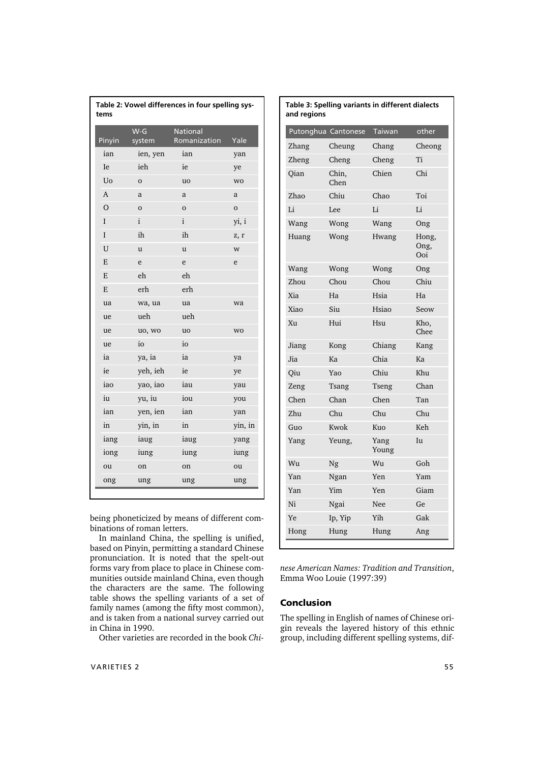**Table 2: Vowel differences in four spelling systems**

| Pinyin | W-G system | National Romanization | Yale |
|---|---|---|---|
| ian | ien, yen | ian | yan |
| Ie | ieh | ie | ye |
| Uo | o | uo | wo |
| A | a | a | a |
| O | o | o | o |
| I | i | i | yi, i |
| I | ih | ih | z, r |
| U | u | u | w |
| E | e | e | e |
| E | eh | eh | |
| E | erh | erh | |
| ua | wa, ua | ua | wa |
| ue | ueh | ueh | |
| ue | uo, wo | uo | wo |
| ue | io | io | |
| ia | ya, ia | ia | ya |
| ie | yeh, ieh | ie | ye |
| iao | yao, iao | iau | yau |
| iu | yu, iu | iou | you |
| ian | yen, ien | ian | yan |
| in | yin, in | in | yin, in |
| iang | iaug | iaug | yang |
| iong | iung | iung | iung |
| ou | on | on | ou |
| ong | ung | ung | ung |

being phoneticized by means of different combinations of roman letters.

In mainland China, the spelling is unified, based on Pinyin, permitting a standard Chinese pronunciation. It is noted that the spelt-out forms vary from place to place in Chinese communities outside mainland China, even though the characters are the same. The following table shows the spelling variants of a set of family names (among the fifty most common), and is taken from a national survey carried out in China in 1990.

Other varieties are recorded in the book *Chinese American Names: Tradition and Transition*, Emma Woo Louie (1997:39)

**Table 3: Spelling variants in different dialects and regions**

| Putonghua | Cantonese | Taiwan | other |
|---|---|---|---|
| Zhang | Cheung | Chang | Cheong |
| Zheng | Cheng | Cheng | Ti |
| Qian | Chin, Chen | Chien | Chi |
| Zhao | Chiu | Chao | Toi |
| Li | Lee | Li | Li |
| Wang | Wong | Wang | Ong |
| Huang | Wong | Hwang | Hong, Ong, Ooi |
| Wang | Wong | Wong | Ong |
| Zhou | Chou | Chou | Chiu |
| Xia | Ha | Hsia | Ha |
| Xiao | Siu | Hsiao | Seow |
| Xu | Hui | Hsu | Kho, Chee |
| Jiang | Kong | Chiang | Kang |
| Jia | Ka | Chia | Ka |
| Qiu | Yao | Chiu | Khu |
| Zeng | Tsang | Tseng | Chan |
| Chen | Chan | Chen | Tan |
| Zhu | Chu | Chu | Chu |
| Guo | Kwok | Kuo | Keh |
| Yang | Yeung, | Yang Young | Iu |
| Wu | Ng | Wu | Goh |
| Yan | Ngan | Yen | Yam |
| Yan | Yim | Yen | Giam |
| Ni | Ngai | Nee | Ge |
| Ye | Ip, Yip | Yih | Gak |
| Hong | Hung | Hung | Ang |

## Conclusion

The spelling in English of names of Chinese origin reveals the layered history of this ethnic group, including different spelling systems, dif-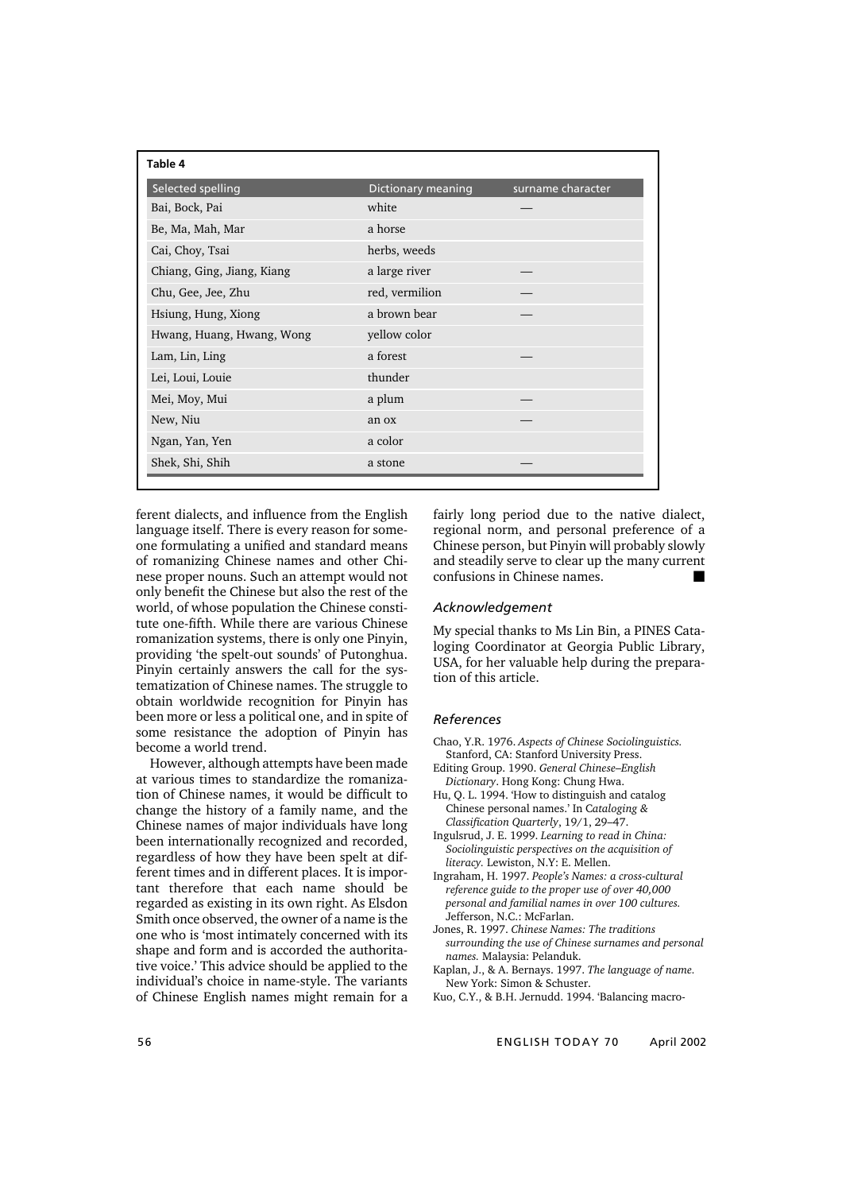**Table 4**

| Selected spelling | Dictionary meaning | surname character |
| --- | --- | --- |
| Bai, Bock, Pai | white | — |
| Be, Ma, Mah, Mar | a horse | |
| Cai, Choy, Tsai | herbs, weeds | |
| Chiang, Ging, Jiang, Kiang | a large river | — |
| Chu, Gee, Jee, Zhu | red, vermilion | — |
| Hsiung, Hung, Xiong | a brown bear | — |
| Hwang, Huang, Hwang, Wong | yellow color | |
| Lam, Lin, Ling | a forest | — |
| Lei, Loui, Louie | thunder | |
| Mei, Moy, Mui | a plum | — |
| New, Niu | an ox | — |
| Ngan, Yan, Yen | a color | |
| Shek, Shi, Shih | a stone | — |

ferent dialects, and influence from the English language itself. There is every reason for someone formulating a unified and standard means of romanizing Chinese names and other Chinese proper nouns. Such an attempt would not only benefit the Chinese but also the rest of the world, of whose population the Chinese constitute one-fifth. While there are various Chinese romanization systems, there is only one Pinyin, providing 'the spelt-out sounds' of Putonghua. Pinyin certainly answers the call for the systematization of Chinese names. The struggle to obtain worldwide recognition for Pinyin has been more or less a political one, and in spite of some resistance the adoption of Pinyin has become a world trend.

However, although attempts have been made at various times to standardize the romanization of Chinese names, it would be difficult to change the history of a family name, and the Chinese names of major individuals have long been internationally recognized and recorded, regardless of how they have been spelt at different times and in different places. It is important therefore that each name should be regarded as existing in its own right. As Elsdon Smith once observed, the owner of a name is the one who is 'most intimately concerned with its shape and form and is accorded the authoritative voice.' This advice should be applied to the individual's choice in name-style. The variants of Chinese English names might remain for a fairly long period due to the native dialect, regional norm, and personal preference of a Chinese person, but Pinyin will probably slowly and steadily serve to clear up the many current confusions in Chinese names. ■

### *Acknowledgement*

My special thanks to Ms Lin Bin, a PINES Cataloging Coordinator at Georgia Public Library, USA, for her valuable help during the preparation of this article.

### *References*

Chao, Y.R. 1976. *Aspects of Chinese Sociolinguistics.* Stanford, CA: Stanford University Press.

Editing Group. 1990. *General Chinese–English Dictionary*. Hong Kong: Chung Hwa.

Hu, Q. L. 1994. 'How to distinguish and catalog Chinese personal names.' In *Cataloging & Classification Quarterly*, 19/1, 29–47.

Ingulsrud, J. E. 1999. *Learning to read in China: Sociolinguistic perspectives on the acquisition of literacy.* Lewiston, N.Y: E. Mellen.

Ingraham, H. 1997. *People's Names: a cross-cultural reference guide to the proper use of over 40,000 personal and familial names in over 100 cultures.* Jefferson, N.C.: McFarlan.

Jones, R. 1997. *Chinese Names: The traditions surrounding the use of Chinese surnames and personal names.* Malaysia: Pelanduk.

Kaplan, J., & A. Bernays. 1997. *The language of name.* New York: Simon & Schuster.

Kuo, C.Y., & B.H. Jernudd. 1994. 'Balancing macro-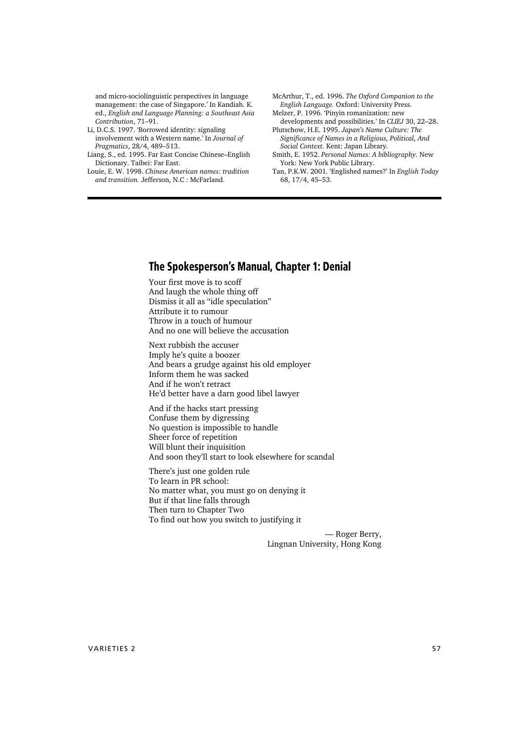and micro-sociolinguistic perspectives in language management: the case of Singapore.' In Kandiah. K. ed., *English and Language Planning: a Southeast Asia Contribution*, 71–91.

Li, D.C.S. 1997. 'Borrowed identity: signaling involvement with a Western name.' In *Journal of Pragmatics*, 28/4, 489–513.

Liang, S., ed. 1995. Far East Concise Chinese–English Dictionary. Taibei: Far East.

Louie, E. W. 1998. *Chinese American names: tradition and transition.* Jefferson, N.C : McFarland.

McArthur, T., ed. 1996. *The Oxford Companion to the English Language.* Oxford: University Press.

Melzer, P. 1996. 'Pinyin romanization: new developments and possibilities.' In *CLIEJ* 30, 22–28.

Plutschow, H.E. 1995. *Japan's Name Culture: The Significance of Names in a Religious, Political, And Social Context.* Kent: Japan Library.

Smith, E. 1952. *Personal Names: A bibliography.* New York: New York Public Library.

Tan, P.K.W. 2001. 'Englished names?' In *English Today* 68, 17/4, 45–53.

---

## The Spokesperson's Manual, Chapter 1: Denial

Your first move is to scoff
And laugh the whole thing off
Dismiss it all as "idle speculation"
Attribute it to rumour
Throw in a touch of humour
And no one will believe the accusation

Next rubbish the accuser
Imply he's quite a boozer
And bears a grudge against his old employer
Inform them he was sacked
And if he won't retract
He'd better have a darn good libel lawyer

And if the hacks start pressing
Confuse them by digressing
No question is impossible to handle
Sheer force of repetition
Will blunt their inquisition
And soon they'll start to look elsewhere for scandal

There's just one golden rule
To learn in PR school:
No matter what, you must go on denying it
But if that line falls through
Then turn to Chapter Two
To find out how you switch to justifying it

— Roger Berry,
Lingnan University, Hong Kong